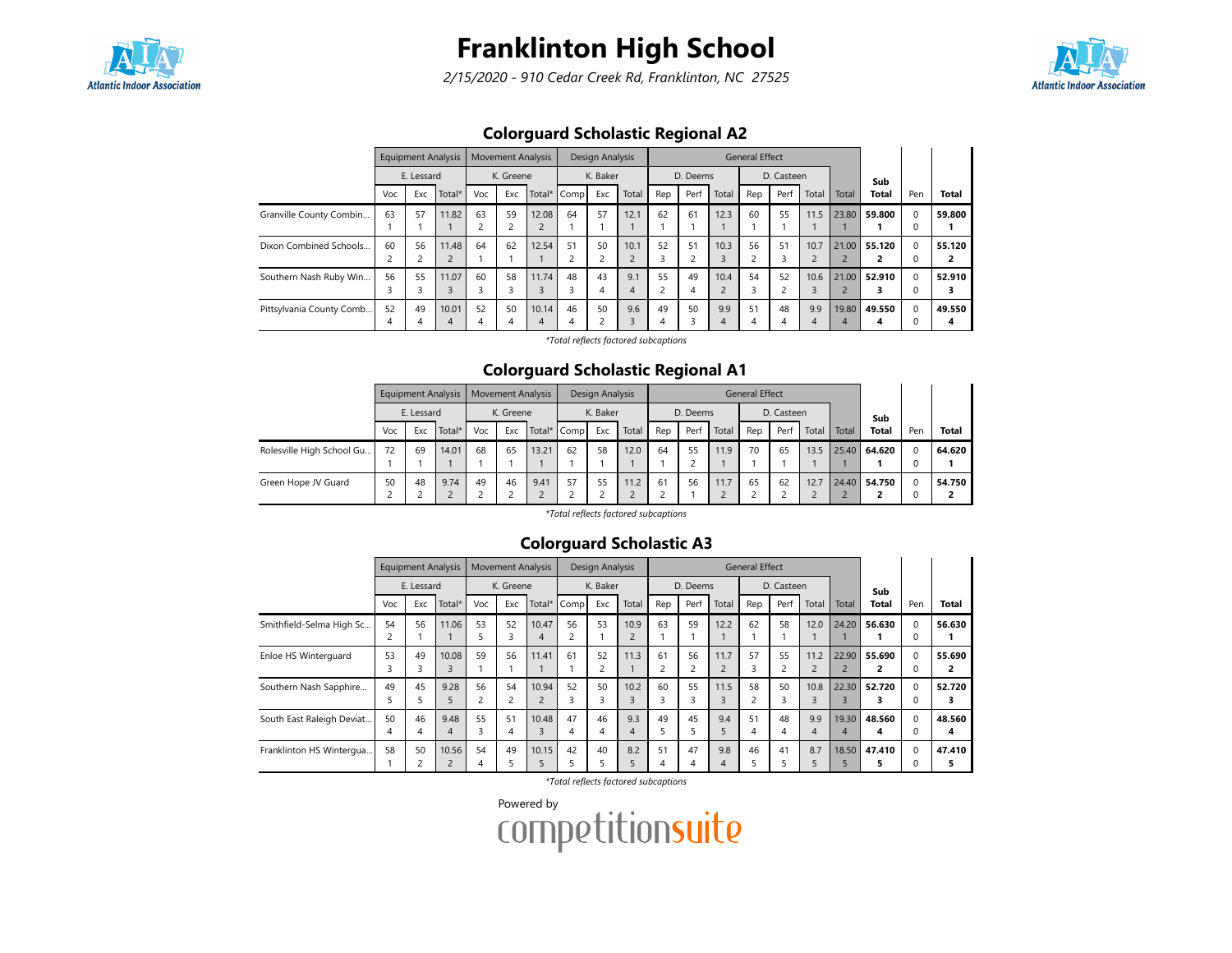# Franklinton High School

*2/15/2020 - 910 Cedar Creek Rd, Franklinton, NC 27525*

## Colorguard Scholastic Regional A2

| | Equipment Analysis | | | Movement Analysis | | | Design Analysis | | | General Effect | | | | | | | Sub Total | Pen | Total |
|---|---|---|---|---|---|---|---|---|---|---|---|---|---|---|---|---|---|---|---|
| | E. Lessard | | | K. Greene | | | K. Baker | | | D. Deems | | | D. Casteen | | | | | | |
| | Voc | Exc | Total* | Voc | Exc | Total* | Comp | Exc | Total | Rep | Perf | Total | Rep | Perf | Total | Total | | | |
| Granville County Combin... | 63<br>1 | 57<br>1 | 11.82<br>1 | 63<br>2 | 59<br>2 | 12.08<br>2 | 64<br>1 | 57<br>1 | 12.1<br>1 | 62<br>1 | 61<br>1 | 12.3<br>1 | 60<br>1 | 55<br>1 | 11.5<br>1 | 23.80<br>1 | **59.800**<br>**1** | 0<br>0 | **59.800**<br>**1** |
| Dixon Combined Schools... | 60<br>2 | 56<br>2 | 11.48<br>2 | 64<br>1 | 62<br>1 | 12.54<br>1 | 51<br>2 | 50<br>2 | 10.1<br>2 | 52<br>3 | 51<br>2 | 10.3<br>3 | 56<br>2 | 51<br>3 | 10.7<br>2 | 21.00<br>2 | **55.120**<br>**2** | 0<br>0 | **55.120**<br>**2** |
| Southern Nash Ruby Win... | 56<br>3 | 55<br>3 | 11.07<br>3 | 60<br>3 | 58<br>3 | 11.74<br>3 | 48<br>3 | 43<br>4 | 9.1<br>4 | 55<br>2 | 49<br>4 | 10.4<br>2 | 54<br>3 | 52<br>2 | 10.6<br>3 | 21.00<br>2 | **52.910**<br>**3** | 0<br>0 | **52.910**<br>**3** |
| Pittsylvania County Comb... | 52<br>4 | 49<br>4 | 10.01<br>4 | 52<br>4 | 50<br>4 | 10.14<br>4 | 46<br>4 | 50<br>2 | 9.6<br>3 | 49<br>4 | 50<br>3 | 9.9<br>4 | 51<br>4 | 48<br>4 | 9.9<br>4 | 19.80<br>4 | **49.550**<br>**4** | 0<br>0 | **49.550**<br>**4** |

*\*Total reflects factored subcaptions*

## Colorguard Scholastic Regional A1

| | Equipment Analysis | | | Movement Analysis | | | Design Analysis | | | General Effect | | | | | | | Sub Total | Pen | Total |
|---|---|---|---|---|---|---|---|---|---|---|---|---|---|---|---|---|---|---|---|
| | E. Lessard | | | K. Greene | | | K. Baker | | | D. Deems | | | D. Casteen | | | | | | |
| | Voc | Exc | Total* | Voc | Exc | Total* | Comp | Exc | Total | Rep | Perf | Total | Rep | Perf | Total | Total | | | |
| Rolesville High School Gu... | 72<br>1 | 69<br>1 | 14.01<br>1 | 68<br>1 | 65<br>1 | 13.21<br>1 | 62<br>1 | 58<br>1 | 12.0<br>1 | 64<br>1 | 55<br>2 | 11.9<br>1 | 70<br>1 | 65<br>1 | 13.5<br>1 | 25.40<br>1 | **64.620**<br>**1** | 0<br>0 | **64.620**<br>**1** |
| Green Hope JV Guard | 50<br>2 | 48<br>2 | 9.74<br>2 | 49<br>2 | 46<br>2 | 9.41<br>2 | 57<br>2 | 55<br>2 | 11.2<br>2 | 61<br>2 | 56<br>1 | 11.7<br>2 | 65<br>2 | 62<br>2 | 12.7<br>2 | 24.40<br>2 | **54.750**<br>**2** | 0<br>0 | **54.750**<br>**2** |

*\*Total reflects factored subcaptions*

## Colorguard Scholastic A3

| | Equipment Analysis | | | Movement Analysis | | | Design Analysis | | | General Effect | | | | | | | Sub Total | Pen | Total |
|---|---|---|---|---|---|---|---|---|---|---|---|---|---|---|---|---|---|---|---|
| | E. Lessard | | | K. Greene | | | K. Baker | | | D. Deems | | | D. Casteen | | | | | | |
| | Voc | Exc | Total* | Voc | Exc | Total* | Comp | Exc | Total | Rep | Perf | Total | Rep | Perf | Total | Total | | | |
| Smithfield-Selma High Sc... | 54<br>2 | 56<br>1 | 11.06<br>1 | 53<br>5 | 52<br>3 | 10.47<br>4 | 56<br>2 | 53<br>1 | 10.9<br>2 | 63<br>1 | 59<br>1 | 12.2<br>1 | 62<br>1 | 58<br>1 | 12.0<br>1 | 24.20<br>1 | **56.630**<br>**1** | 0<br>0 | **56.630**<br>**1** |
| Enloe HS Winterguard | 53<br>3 | 49<br>3 | 10.08<br>3 | 59<br>1 | 56<br>1 | 11.41<br>1 | 61<br>1 | 52<br>2 | 11.3<br>1 | 61<br>2 | 56<br>2 | 11.7<br>2 | 57<br>3 | 55<br>2 | 11.2<br>2 | 22.90<br>2 | **55.690**<br>**2** | 0<br>0 | **55.690**<br>**2** |
| Southern Nash Sapphire... | 49<br>5 | 45<br>5 | 9.28<br>5 | 56<br>2 | 54<br>2 | 10.94<br>2 | 52<br>3 | 50<br>3 | 10.2<br>3 | 60<br>3 | 55<br>3 | 11.5<br>3 | 58<br>2 | 50<br>3 | 10.8<br>3 | 22.30<br>3 | **52.720**<br>**3** | 0<br>0 | **52.720**<br>**3** |
| South East Raleigh Deviat... | 50<br>4 | 46<br>4 | 9.48<br>4 | 55<br>3 | 51<br>4 | 10.48<br>3 | 47<br>4 | 46<br>4 | 9.3<br>4 | 49<br>5 | 45<br>5 | 9.4<br>5 | 51<br>4 | 48<br>4 | 9.9<br>4 | 19.30<br>4 | **48.560**<br>**4** | 0<br>0 | **48.560**<br>**4** |
| Franklinton HS Wintergua... | 58<br>1 | 50<br>2 | 10.56<br>2 | 54<br>4 | 49<br>5 | 10.15<br>5 | 42<br>5 | 40<br>5 | 8.2<br>5 | 51<br>4 | 47<br>4 | 9.8<br>4 | 46<br>5 | 41<br>5 | 8.7<br>5 | 18.50<br>5 | **47.410**<br>**5** | 0<br>0 | **47.410**<br>**5** |

*\*Total reflects factored subcaptions*

Powered by competitionsuite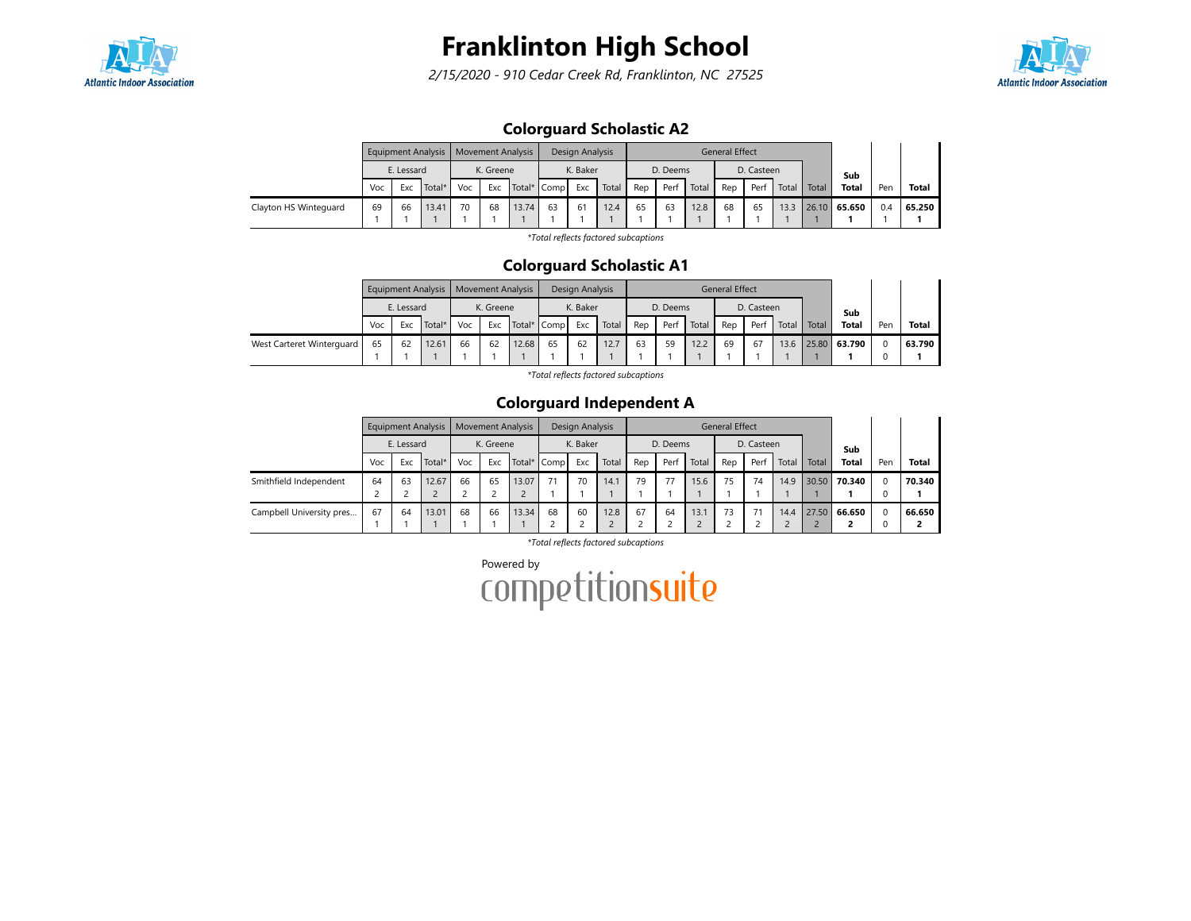# Franklinton High School

*2/15/2020 - 910 Cedar Creek Rd, Franklinton, NC 27525*

## Colorguard Scholastic A2

| | Equipment Analysis | | | Movement Analysis | | | Design Analysis | | | General Effect | | | | | | | | | |
|---|---|---|---|---|---|---|---|---|---|---|---|---|---|---|---|---|---|---|---|
| | E. Lessard | | | K. Greene | | | K. Baker | | | D. Deems | | | D. Casteen | | | | | | |
| | Voc | Exc | Total* | Voc | Exc | Total* | Comp | Exc | Total | Rep | Perf | Total | Rep | Perf | Total | Total | **Sub Total** | Pen | **Total** |
| Clayton HS Winteguard | 69<br>1 | 66<br>1 | 13.41<br>1 | 70<br>1 | 68<br>1 | 13.74<br>1 | 63<br>1 | 61<br>1 | 12.4<br>1 | 65<br>1 | 63<br>1 | 12.8<br>1 | 68<br>1 | 65<br>1 | 13.3<br>1 | 26.10<br>1 | **65.650**<br>**1** | 0.4<br>1 | **65.250**<br>**1** |

*\*Total reflects factored subcaptions*

## Colorguard Scholastic A1

| | Equipment Analysis | | | Movement Analysis | | | Design Analysis | | | General Effect | | | | | | | | | |
|---|---|---|---|---|---|---|---|---|---|---|---|---|---|---|---|---|---|---|---|
| | E. Lessard | | | K. Greene | | | K. Baker | | | D. Deems | | | D. Casteen | | | | | | |
| | Voc | Exc | Total* | Voc | Exc | Total* | Comp | Exc | Total | Rep | Perf | Total | Rep | Perf | Total | Total | **Sub Total** | Pen | **Total** |
| West Carteret Winterguard | 65<br>1 | 62<br>1 | 12.61<br>1 | 66<br>1 | 62<br>1 | 12.68<br>1 | 65<br>1 | 62<br>1 | 12.7<br>1 | 63<br>1 | 59<br>1 | 12.2<br>1 | 69<br>1 | 67<br>1 | 13.6<br>1 | 25.80<br>1 | **63.790**<br>**1** | 0<br>0 | **63.790**<br>**1** |

*\*Total reflects factored subcaptions*

## Colorguard Independent A

| | Equipment Analysis | | | Movement Analysis | | | Design Analysis | | | General Effect | | | | | | | | | |
|---|---|---|---|---|---|---|---|---|---|---|---|---|---|---|---|---|---|---|---|
| | E. Lessard | | | K. Greene | | | K. Baker | | | D. Deems | | | D. Casteen | | | | | | |
| | Voc | Exc | Total* | Voc | Exc | Total* | Comp | Exc | Total | Rep | Perf | Total | Rep | Perf | Total | Total | **Sub Total** | Pen | **Total** |
| Smithfield Independent | 64<br>2 | 63<br>2 | 12.67<br>2 | 66<br>2 | 65<br>2 | 13.07<br>2 | 71<br>1 | 70<br>1 | 14.1<br>1 | 79<br>1 | 77<br>1 | 15.6<br>1 | 75<br>1 | 74<br>1 | 14.9<br>1 | 30.50<br>1 | **70.340**<br>**1** | 0<br>0 | **70.340**<br>**1** |
| Campbell University pres... | 67<br>1 | 64<br>1 | 13.01<br>1 | 68<br>1 | 66<br>1 | 13.34<br>1 | 68<br>2 | 60<br>2 | 12.8<br>2 | 67<br>2 | 64<br>2 | 13.1<br>2 | 73<br>2 | 71<br>2 | 14.4<br>2 | 27.50<br>2 | **66.650**<br>**2** | 0<br>0 | **66.650**<br>**2** |

*\*Total reflects factored subcaptions*

Powered by competitionsuite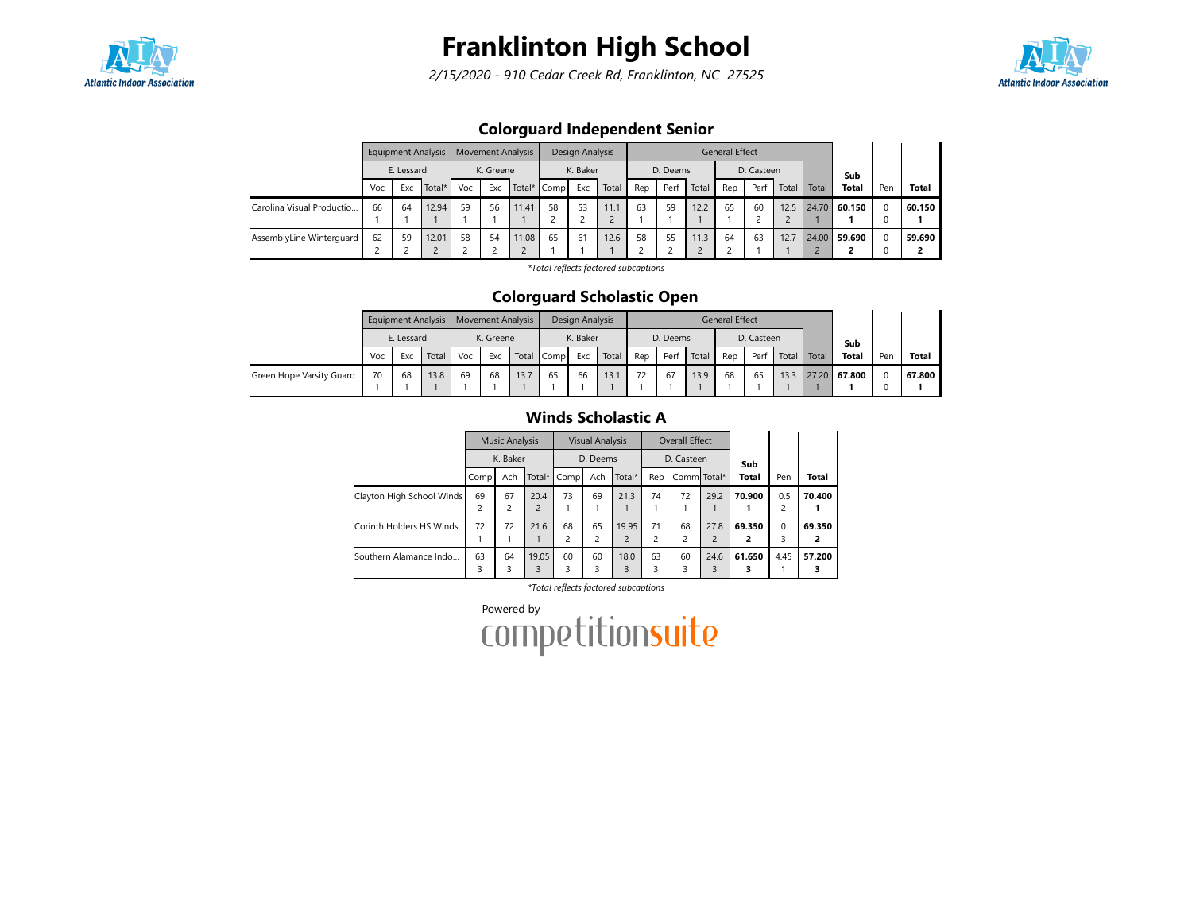# Franklinton High School

*2/15/2020 - 910 Cedar Creek Rd, Franklinton, NC 27525*

## Colorguard Independent Senior

| | Equipment Analysis | | | Movement Analysis | | | Design Analysis | | | General Effect | | | | | | | Sub Total | Pen | Total |
|---|---|---|---|---|---|---|---|---|---|---|---|---|---|---|---|---|---|---|---|
| | E. Lessard | | | K. Greene | | | K. Baker | | | D. Deems | | | D. Casteen | | | | | | |
| | Voc | Exc | Total* | Voc | Exc | Total* | Comp | Exc | Total | Rep | Perf | Total | Rep | Perf | Total | Total | | | |
| Carolina Visual Productio... | 66<br>1 | 64<br>1 | 12.94<br>1 | 59<br>1 | 56<br>1 | 11.41<br>1 | 58<br>2 | 53<br>2 | 11.1<br>2 | 63<br>1 | 59<br>1 | 12.2<br>1 | 65<br>1 | 60<br>2 | 12.5<br>2 | 24.70<br>1 | **60.150**<br>**1** | 0<br>0 | **60.150**<br>**1** |
| AssemblyLine Winterguard | 62<br>2 | 59<br>2 | 12.01<br>2 | 58<br>2 | 54<br>2 | 11.08<br>2 | 65<br>1 | 61<br>1 | 12.6<br>1 | 58<br>2 | 55<br>2 | 11.3<br>2 | 64<br>2 | 63<br>1 | 12.7<br>1 | 24.00<br>2 | **59.690**<br>**2** | 0<br>0 | **59.690**<br>**2** |

*\*Total reflects factored subcaptions*

## Colorguard Scholastic Open

| | Equipment Analysis | | | Movement Analysis | | | Design Analysis | | | General Effect | | | | | | | Sub Total | Pen | Total |
|---|---|---|---|---|---|---|---|---|---|---|---|---|---|---|---|---|---|---|---|
| | E. Lessard | | | K. Greene | | | K. Baker | | | D. Deems | | | D. Casteen | | | | | | |
| | Voc | Exc | Total | Voc | Exc | Total | Comp | Exc | Total | Rep | Perf | Total | Rep | Perf | Total | Total | | | |
| Green Hope Varsity Guard | 70<br>1 | 68<br>1 | 13.8<br>1 | 69<br>1 | 68<br>1 | 13.7<br>1 | 65<br>1 | 66<br>1 | 13.1<br>1 | 72<br>1 | 67<br>1 | 13.9<br>1 | 68<br>1 | 65<br>1 | 13.3<br>1 | 27.20<br>1 | **67.800**<br>**1** | 0<br>0 | **67.800**<br>**1** |

## Winds Scholastic A

| | Music Analysis | | | Visual Analysis | | | Overall Effect | | | Sub Total | Pen | Total |
|---|---|---|---|---|---|---|---|---|---|---|---|---|
| | K. Baker | | | D. Deems | | | D. Casteen | | | | | |
| | Comp | Ach | Total* | Comp | Ach | Total* | Rep | Comm | Total* | | | |
| Clayton High School Winds | 69<br>2 | 67<br>2 | 20.4<br>2 | 73<br>1 | 69<br>1 | 21.3<br>1 | 74<br>1 | 72<br>1 | 29.2<br>1 | **70.900**<br>**1** | 0.5<br>2 | **70.400**<br>**1** |
| Corinth Holders HS Winds | 72<br>1 | 72<br>1 | 21.6<br>1 | 68<br>2 | 65<br>2 | 19.95<br>2 | 71<br>2 | 68<br>2 | 27.8<br>2 | **69.350**<br>**2** | 0<br>3 | **69.350**<br>**2** |
| Southern Alamance Indo... | 63<br>3 | 64<br>3 | 19.05<br>3 | 60<br>3 | 60<br>3 | 18.0<br>3 | 63<br>3 | 60<br>3 | 24.6<br>3 | **61.650**<br>**3** | 4.45<br>1 | **57.200**<br>**3** |

*\*Total reflects factored subcaptions*

Powered by competitionsuite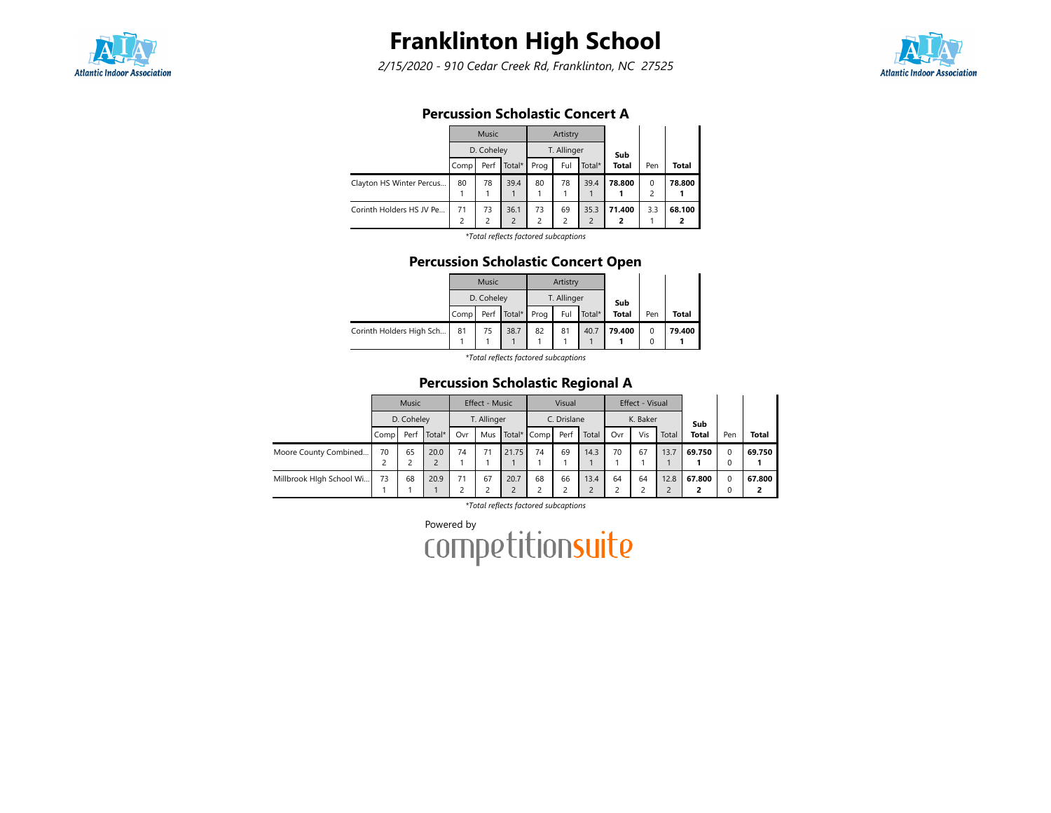# Franklinton High School

*2/15/2020 - 910 Cedar Creek Rd, Franklinton, NC 27525*

## Percussion Scholastic Concert A

| | Music | | | Artistry | | | Sub Total | Pen | Total |
|---|---|---|---|---|---|---|---|---|---|
| | D. Coheley | | | T. Allinger | | | | | |
| | Comp | Perf | Total* | Prog | Ful | Total* | | | |
| Clayton HS Winter Percus... | 80<br>1 | 78<br>1 | 39.4<br>1 | 80<br>1 | 78<br>1 | 39.4<br>1 | **78.800**<br>**1** | 0<br>2 | **78.800**<br>**1** |
| Corinth Holders HS JV Pe... | 71<br>2 | 73<br>2 | 36.1<br>2 | 73<br>2 | 69<br>2 | 35.3<br>2 | **71.400**<br>**2** | 3.3<br>1 | **68.100**<br>**2** |

*\*Total reflects factored subcaptions*

## Percussion Scholastic Concert Open

| | Music | | | Artistry | | | Sub Total | Pen | Total |
|---|---|---|---|---|---|---|---|---|---|
| | D. Coheley | | | T. Allinger | | | | | |
| | Comp | Perf | Total* | Prog | Ful | Total* | | | |
| Corinth Holders High Sch... | 81<br>1 | 75<br>1 | 38.7<br>1 | 82<br>1 | 81<br>1 | 40.7<br>1 | **79.400**<br>**1** | 0<br>0 | **79.400**<br>**1** |

*\*Total reflects factored subcaptions*

## Percussion Scholastic Regional A

| | Music | | | Effect - Music | | | Visual | | | Effect - Visual | | | Sub Total | Pen | Total |
|---|---|---|---|---|---|---|---|---|---|---|---|---|---|---|---|
| | D. Coheley | | | T. Allinger | | | C. Drislane | | | K. Baker | | | | | |
| | Comp | Perf | Total* | Ovr | Mus | Total* | Comp | Perf | Total | Ovr | Vis | Total | | | |
| Moore County Combined... | 70<br>2 | 65<br>2 | 20.0<br>2 | 74<br>1 | 71<br>1 | 21.75<br>1 | 74<br>1 | 69<br>1 | 14.3<br>1 | 70<br>1 | 67<br>1 | 13.7<br>1 | **69.750**<br>**1** | 0<br>0 | **69.750**<br>**1** |
| Millbrook HIgh School Wi... | 73<br>1 | 68<br>1 | 20.9<br>1 | 71<br>2 | 67<br>2 | 20.7<br>2 | 68<br>2 | 66<br>2 | 13.4<br>2 | 64<br>2 | 64<br>2 | 12.8<br>2 | **67.800**<br>**2** | 0<br>0 | **67.800**<br>**2** |

*\*Total reflects factored subcaptions*

Powered by competitionsuite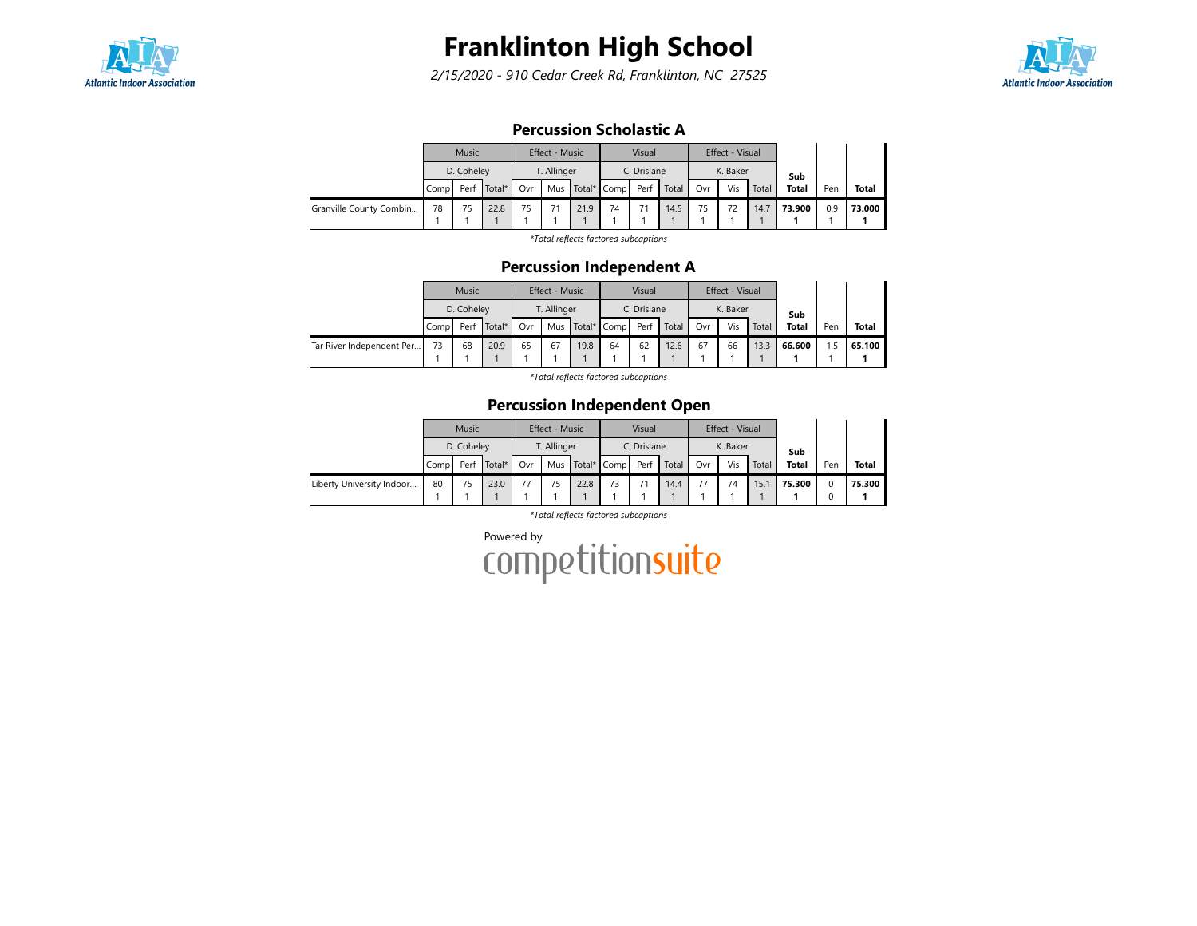# Franklinton High School

*2/15/2020 - 910 Cedar Creek Rd, Franklinton, NC  27525*

## Percussion Scholastic A

| | Music | | | Effect - Music | | | Visual | | | Effect - Visual | | | Sub | | |
|---|---|---|---|---|---|---|---|---|---|---|---|---|---|---|---|
| | D. Coheley | | | T. Allinger | | | C. Drislane | | | K. Baker | | | | | |
| | Comp | Perf | Total* | Ovr | Mus | Total* | Comp | Perf | Total | Ovr | Vis | Total | **Total** | Pen | **Total** |
| Granville County Combin... | 78<br>1 | 75<br>1 | 22.8<br>1 | 75<br>1 | 71<br>1 | 21.9<br>1 | 74<br>1 | 71<br>1 | 14.5<br>1 | 75<br>1 | 72<br>1 | 14.7<br>1 | **73.900**<br>**1** | 0.9<br>1 | **73.000**<br>**1** |

*\*Total reflects factored subcaptions*

## Percussion Independent A

| | Music | | | Effect - Music | | | Visual | | | Effect - Visual | | | Sub | | |
|---|---|---|---|---|---|---|---|---|---|---|---|---|---|---|---|
| | D. Coheley | | | T. Allinger | | | C. Drislane | | | K. Baker | | | | | |
| | Comp | Perf | Total* | Ovr | Mus | Total* | Comp | Perf | Total | Ovr | Vis | Total | **Total** | Pen | **Total** |
| Tar River Independent Per... | 73<br>1 | 68<br>1 | 20.9<br>1 | 65<br>1 | 67<br>1 | 19.8<br>1 | 64<br>1 | 62<br>1 | 12.6<br>1 | 67<br>1 | 66<br>1 | 13.3<br>1 | **66.600**<br>**1** | 1.5<br>1 | **65.100**<br>**1** |

*\*Total reflects factored subcaptions*

## Percussion Independent Open

| | Music | | | Effect - Music | | | Visual | | | Effect - Visual | | | Sub | | |
|---|---|---|---|---|---|---|---|---|---|---|---|---|---|---|---|
| | D. Coheley | | | T. Allinger | | | C. Drislane | | | K. Baker | | | | | |
| | Comp | Perf | Total* | Ovr | Mus | Total* | Comp | Perf | Total | Ovr | Vis | Total | **Total** | Pen | **Total** |
| Liberty University Indoor... | 80<br>1 | 75<br>1 | 23.0<br>1 | 77<br>1 | 75<br>1 | 22.8<br>1 | 73<br>1 | 71<br>1 | 14.4<br>1 | 77<br>1 | 74<br>1 | 15.1<br>1 | **75.300**<br>**1** | 0<br>0 | **75.300**<br>**1** |

*\*Total reflects factored subcaptions*

Powered by competitionsuite